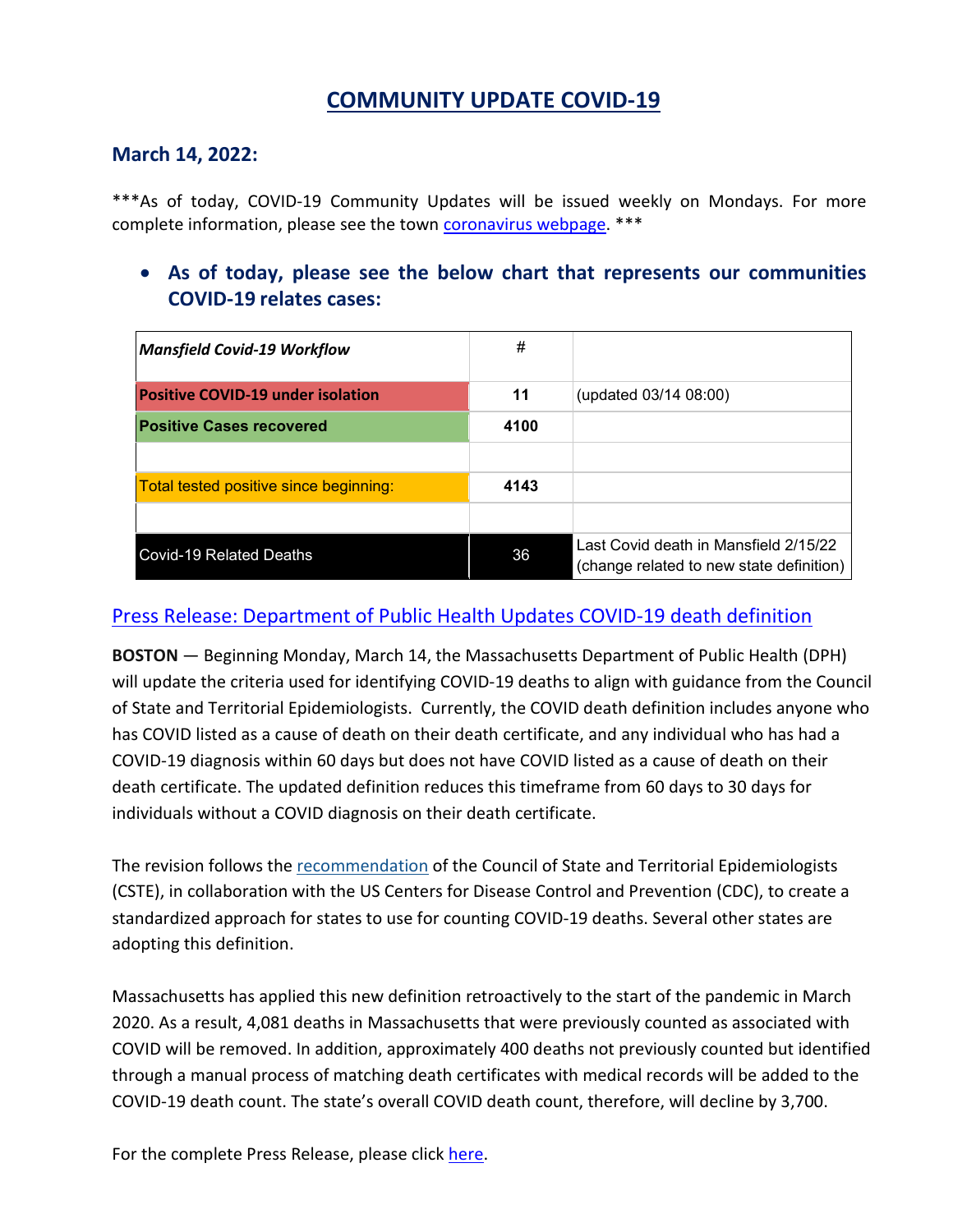# COMMUNITY UPDATE COVID-19

## March 14, 2022:

***As of today, COVID-19 Community Updates will be issued weekly on Mondays. For more complete information, please see the town coronavirus webpage. ***

- **As of today, please see the below chart that represents our communities COVID-19 relates cases:**

| *Mansfield Covid-19 Workflow* | # | |
|---|---|---|
| **Positive COVID-19 under isolation** | **11** | (updated 03/14 08:00) |
| **Positive Cases recovered** | **4100** | |
| | | |
| Total tested positive since beginning: | **4143** | |
| | | |
| Covid-19 Related Deaths | 36 | Last Covid death in Mansfield 2/15/22 (change related to new state definition) |

Press Release: Department of Public Health Updates COVID-19 death definition

**BOSTON** — Beginning Monday, March 14, the Massachusetts Department of Public Health (DPH) will update the criteria used for identifying COVID-19 deaths to align with guidance from the Council of State and Territorial Epidemiologists. Currently, the COVID death definition includes anyone who has COVID listed as a cause of death on their death certificate, and any individual who has had a COVID-19 diagnosis within 60 days but does not have COVID listed as a cause of death on their death certificate. The updated definition reduces this timeframe from 60 days to 30 days for individuals without a COVID diagnosis on their death certificate.

The revision follows the recommendation of the Council of State and Territorial Epidemiologists (CSTE), in collaboration with the US Centers for Disease Control and Prevention (CDC), to create a standardized approach for states to use for counting COVID-19 deaths. Several other states are adopting this definition.

Massachusetts has applied this new definition retroactively to the start of the pandemic in March 2020. As a result, 4,081 deaths in Massachusetts that were previously counted as associated with COVID will be removed. In addition, approximately 400 deaths not previously counted but identified through a manual process of matching death certificates with medical records will be added to the COVID-19 death count. The state's overall COVID death count, therefore, will decline by 3,700.

For the complete Press Release, please click here.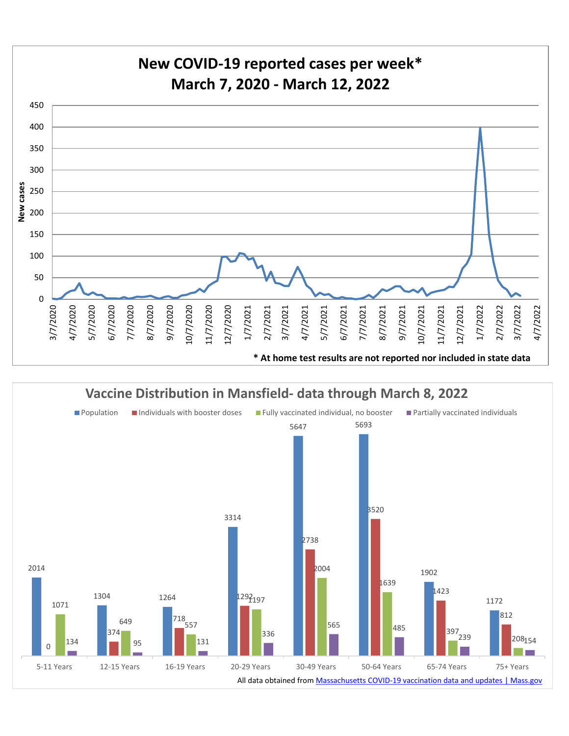## New COVID-19 reported cases per week*
## March 7, 2020 - March 12, 2022

\* At home test results are not reported nor included in state data

## Vaccine Distribution in Mansfield- data through March 8, 2022

| Age Group | Population | Individuals with booster doses | Fully vaccinated individual, no booster | Partially vaccinated individuals |
|---|---|---|---|---|
| 5-11 Years | 2014 | 0 | 1071 | 134 |
| 12-15 Years | 1304 | 374 | 649 | 95 |
| 16-19 Years | 1264 | 718 | 557 | 131 |
| 20-29 Years | 3314 | 1292 | 1197 | 336 |
| 30-49 Years | 5647 | 2738 | 2004 | 565 |
| 50-64 Years | 5693 | 3520 | 1639 | 485 |
| 65-74 Years | 1902 | 1423 | 397 | 239 |
| 75+ Years | 1172 | 812 | 208 | 154 |

All data obtained from Massachusetts COVID-19 vaccination data and updates | Mass.gov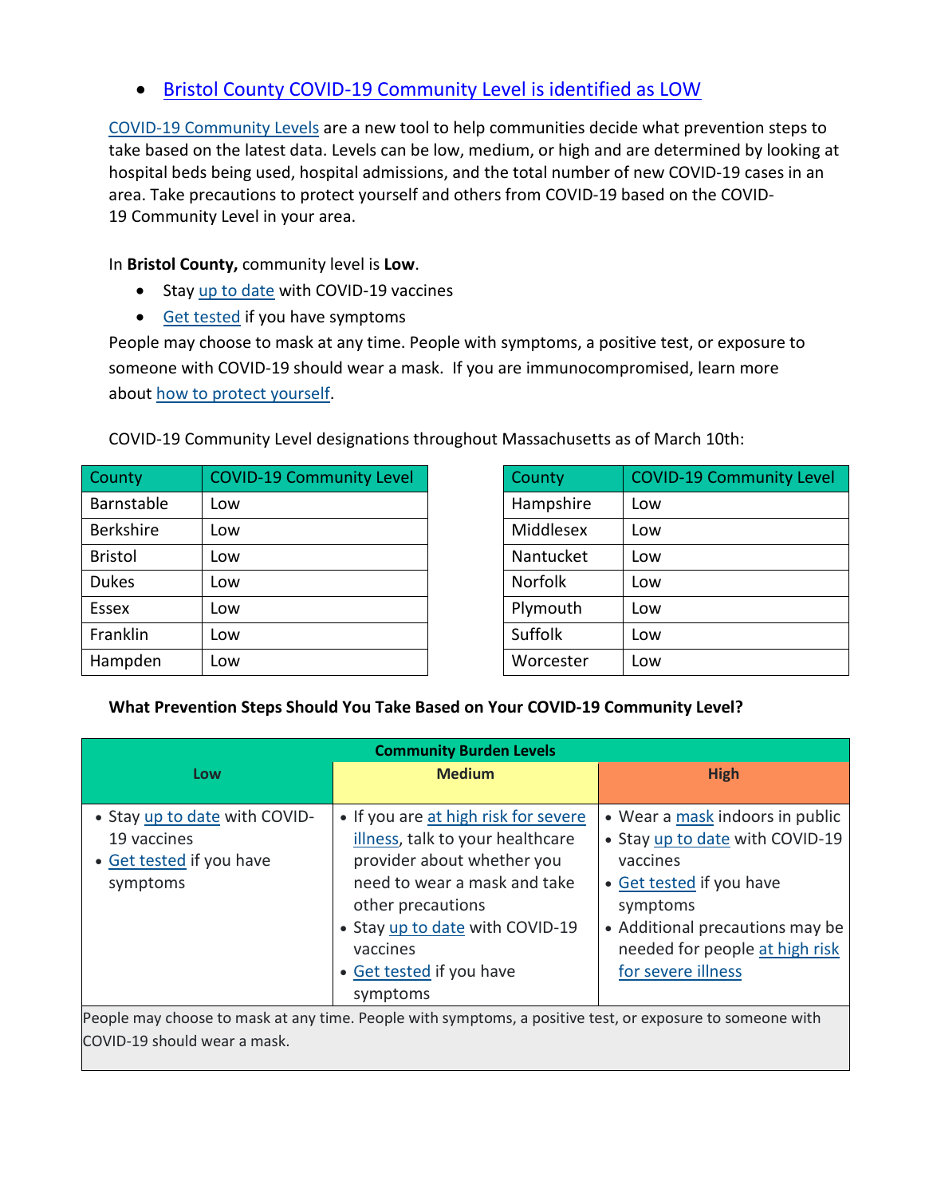- Bristol County COVID-19 Community Level is identified as LOW

COVID-19 Community Levels are a new tool to help communities decide what prevention steps to take based on the latest data. Levels can be low, medium, or high and are determined by looking at hospital beds being used, hospital admissions, and the total number of new COVID-19 cases in an area. Take precautions to protect yourself and others from COVID-19 based on the COVID-19 Community Level in your area.

In **Bristol County,** community level is **Low**.

- Stay up to date with COVID-19 vaccines
- Get tested if you have symptoms

People may choose to mask at any time. People with symptoms, a positive test, or exposure to someone with COVID-19 should wear a mask. If you are immunocompromised, learn more about how to protect yourself.

COVID-19 Community Level designations throughout Massachusetts as of March 10th:

| County | COVID-19 Community Level |
|---|---|
| Barnstable | Low |
| Berkshire | Low |
| Bristol | Low |
| Dukes | Low |
| Essex | Low |
| Franklin | Low |
| Hampden | Low |

| County | COVID-19 Community Level |
|---|---|
| Hampshire | Low |
| Middlesex | Low |
| Nantucket | Low |
| Norfolk | Low |
| Plymouth | Low |
| Suffolk | Low |
| Worcester | Low |

**What Prevention Steps Should You Take Based on Your COVID-19 Community Level?**

| Community Burden Levels | | |
|---|---|---|
| **Low** | **Medium** | **High** |
| • Stay up to date with COVID-19 vaccines<br>• Get tested if you have symptoms | • If you are at high risk for severe illness, talk to your healthcare provider about whether you need to wear a mask and take other precautions<br>• Stay up to date with COVID-19 vaccines<br>• Get tested if you have symptoms | • Wear a mask indoors in public<br>• Stay up to date with COVID-19 vaccines<br>• Get tested if you have symptoms<br>• Additional precautions may be needed for people at high risk for severe illness |
| People may choose to mask at any time. People with symptoms, a positive test, or exposure to someone with COVID-19 should wear a mask. | | |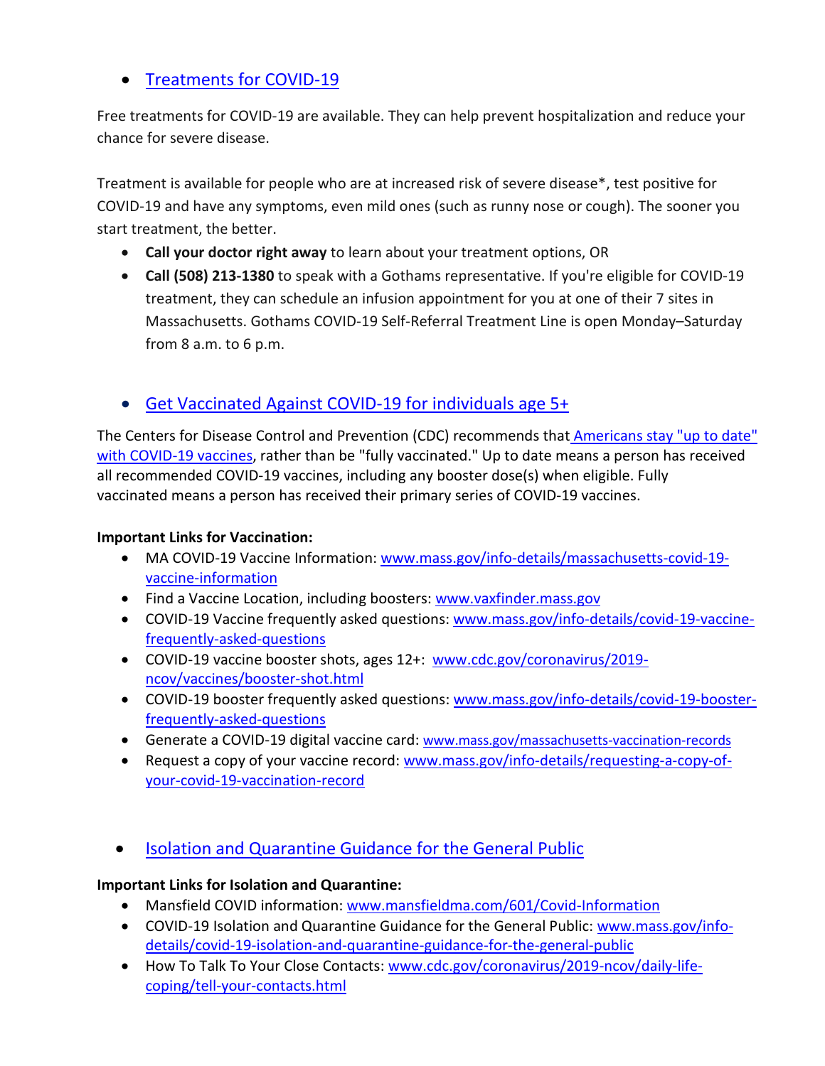- [Treatments for COVID-19]()

Free treatments for COVID-19 are available. They can help prevent hospitalization and reduce your chance for severe disease.

Treatment is available for people who are at increased risk of severe disease*, test positive for COVID-19 and have any symptoms, even mild ones (such as runny nose or cough). The sooner you start treatment, the better.

- **Call your doctor right away** to learn about your treatment options, OR
- **Call (508) 213-1380** to speak with a Gothams representative. If you're eligible for COVID-19 treatment, they can schedule an infusion appointment for you at one of their 7 sites in Massachusetts. Gothams COVID-19 Self-Referral Treatment Line is open Monday–Saturday from 8 a.m. to 6 p.m.

- [Get Vaccinated Against COVID-19 for individuals age 5+]()

The Centers for Disease Control and Prevention (CDC) recommends that [Americans stay "up to date" with COVID-19 vaccines](), rather than be "fully vaccinated." Up to date means a person has received all recommended COVID-19 vaccines, including any booster dose(s) when eligible. Fully vaccinated means a person has received their primary series of COVID-19 vaccines.

**Important Links for Vaccination:**

- MA COVID-19 Vaccine Information: [www.mass.gov/info-details/massachusetts-covid-19-vaccine-information](www.mass.gov/info-details/massachusetts-covid-19-vaccine-information)
- Find a Vaccine Location, including boosters: [www.vaxfinder.mass.gov](www.vaxfinder.mass.gov)
- COVID-19 Vaccine frequently asked questions: [www.mass.gov/info-details/covid-19-vaccine-frequently-asked-questions](www.mass.gov/info-details/covid-19-vaccine-frequently-asked-questions)
- COVID-19 vaccine booster shots, ages 12+: [www.cdc.gov/coronavirus/2019-ncov/vaccines/booster-shot.html](www.cdc.gov/coronavirus/2019-ncov/vaccines/booster-shot.html)
- COVID-19 booster frequently asked questions: [www.mass.gov/info-details/covid-19-booster-frequently-asked-questions](www.mass.gov/info-details/covid-19-booster-frequently-asked-questions)
- Generate a COVID-19 digital vaccine card: [www.mass.gov/massachusetts-vaccination-records](www.mass.gov/massachusetts-vaccination-records)
- Request a copy of your vaccine record: [www.mass.gov/info-details/requesting-a-copy-of-your-covid-19-vaccination-record](www.mass.gov/info-details/requesting-a-copy-of-your-covid-19-vaccination-record)

- [Isolation and Quarantine Guidance for the General Public]()

**Important Links for Isolation and Quarantine:**

- Mansfield COVID information: [www.mansfieldma.com/601/Covid-Information](www.mansfieldma.com/601/Covid-Information)
- COVID-19 Isolation and Quarantine Guidance for the General Public: [www.mass.gov/info-details/covid-19-isolation-and-quarantine-guidance-for-the-general-public](www.mass.gov/info-details/covid-19-isolation-and-quarantine-guidance-for-the-general-public)
- How To Talk To Your Close Contacts: [www.cdc.gov/coronavirus/2019-ncov/daily-life-coping/tell-your-contacts.html](www.cdc.gov/coronavirus/2019-ncov/daily-life-coping/tell-your-contacts.html)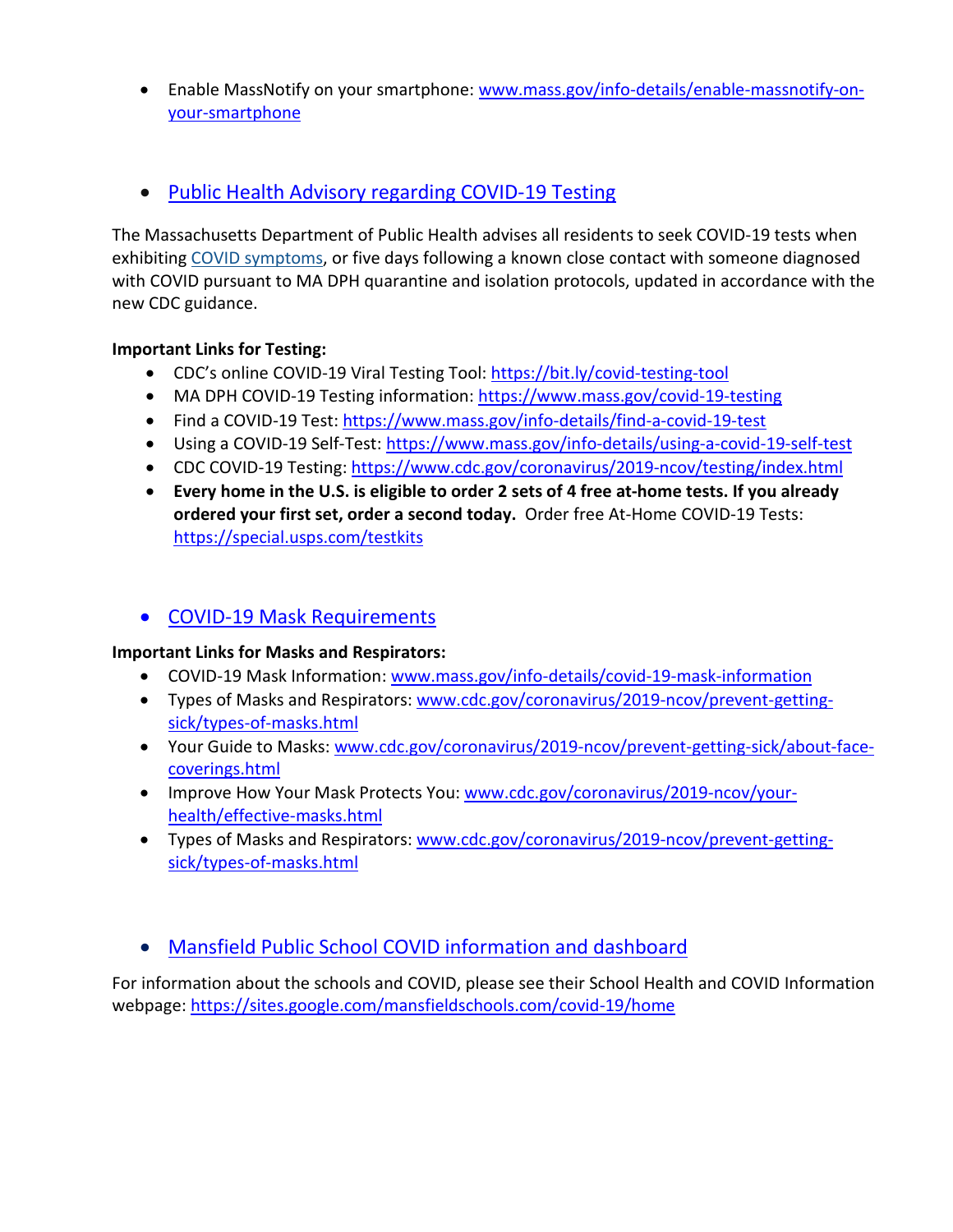- Enable MassNotify on your smartphone: www.mass.gov/info-details/enable-massnotify-on-your-smartphone

- Public Health Advisory regarding COVID-19 Testing

The Massachusetts Department of Public Health advises all residents to seek COVID-19 tests when exhibiting COVID symptoms, or five days following a known close contact with someone diagnosed with COVID pursuant to MA DPH quarantine and isolation protocols, updated in accordance with the new CDC guidance.

**Important Links for Testing:**

- CDC's online COVID-19 Viral Testing Tool: https://bit.ly/covid-testing-tool
- MA DPH COVID-19 Testing information: https://www.mass.gov/covid-19-testing
- Find a COVID-19 Test: https://www.mass.gov/info-details/find-a-covid-19-test
- Using a COVID-19 Self-Test: https://www.mass.gov/info-details/using-a-covid-19-self-test
- CDC COVID-19 Testing: https://www.cdc.gov/coronavirus/2019-ncov/testing/index.html
- **Every home in the U.S. is eligible to order 2 sets of 4 free at-home tests. If you already ordered your first set, order a second today.** Order free At-Home COVID-19 Tests: https://special.usps.com/testkits

- COVID-19 Mask Requirements

**Important Links for Masks and Respirators:**

- COVID-19 Mask Information: www.mass.gov/info-details/covid-19-mask-information
- Types of Masks and Respirators: www.cdc.gov/coronavirus/2019-ncov/prevent-getting-sick/types-of-masks.html
- Your Guide to Masks: www.cdc.gov/coronavirus/2019-ncov/prevent-getting-sick/about-face-coverings.html
- Improve How Your Mask Protects You: www.cdc.gov/coronavirus/2019-ncov/your-health/effective-masks.html
- Types of Masks and Respirators: www.cdc.gov/coronavirus/2019-ncov/prevent-getting-sick/types-of-masks.html

- Mansfield Public School COVID information and dashboard

For information about the schools and COVID, please see their School Health and COVID Information webpage: https://sites.google.com/mansfieldschools.com/covid-19/home